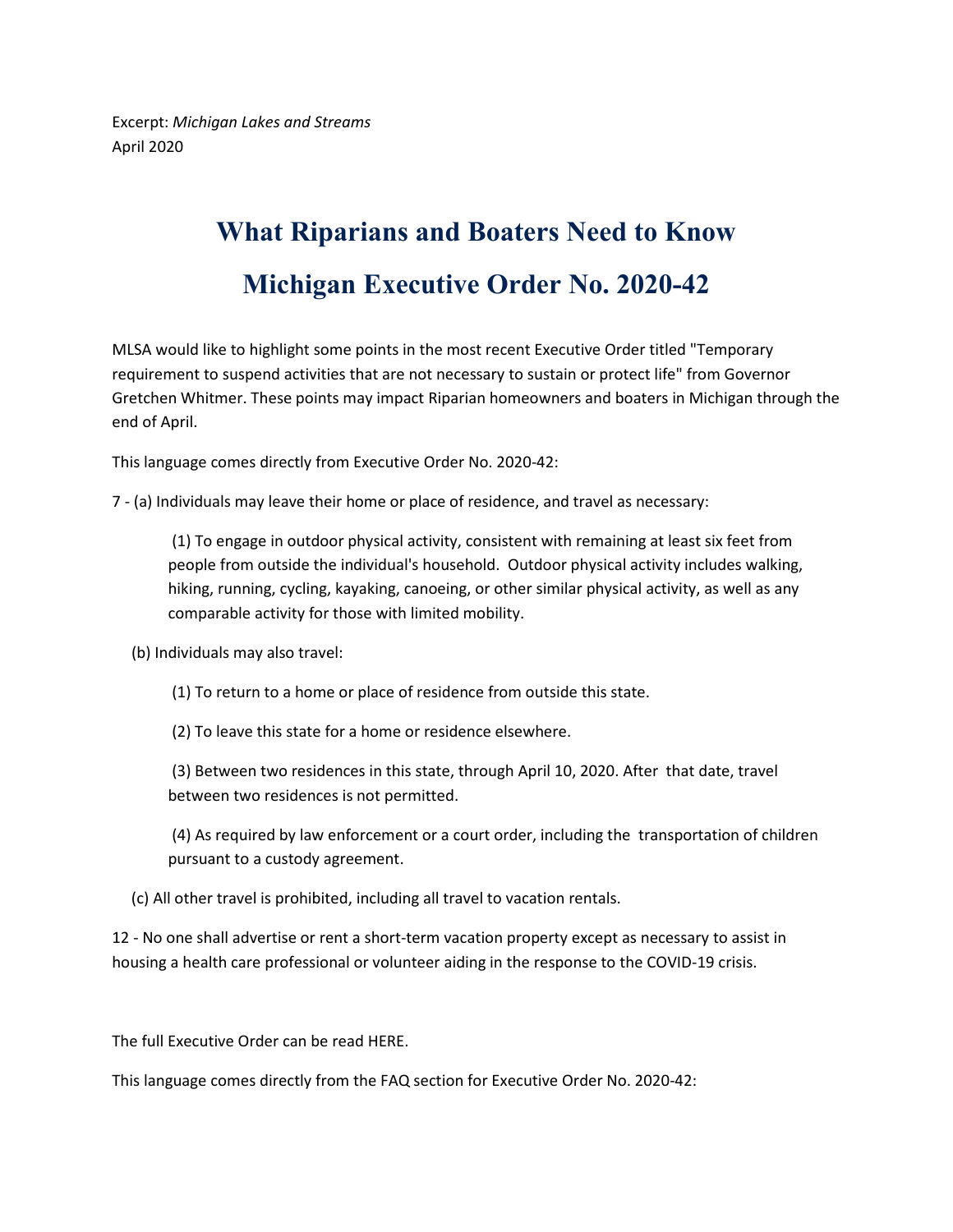Excerpt: *Michigan Lakes and Streams*
April 2020

# What Riparians and Boaters Need to Know

# Michigan Executive Order No. 2020-42

MLSA would like to highlight some points in the most recent Executive Order titled "Temporary requirement to suspend activities that are not necessary to sustain or protect life" from Governor Gretchen Whitmer. These points may impact Riparian homeowners and boaters in Michigan through the end of April.

This language comes directly from Executive Order No. 2020-42:

7 - (a) Individuals may leave their home or place of residence, and travel as necessary:

> (1) To engage in outdoor physical activity, consistent with remaining at least six feet from people from outside the individual's household. Outdoor physical activity includes walking, hiking, running, cycling, kayaking, canoeing, or other similar physical activity, as well as any comparable activity for those with limited mobility.

(b) Individuals may also travel:

> (1) To return to a home or place of residence from outside this state.
>
> (2) To leave this state for a home or residence elsewhere.
>
> (3) Between two residences in this state, through April 10, 2020. After that date, travel between two residences is not permitted.
>
> (4) As required by law enforcement or a court order, including the transportation of children pursuant to a custody agreement.

(c) All other travel is prohibited, including all travel to vacation rentals.

12 - No one shall advertise or rent a short-term vacation property except as necessary to assist in housing a health care professional or volunteer aiding in the response to the COVID-19 crisis.

The full Executive Order can be read HERE.

This language comes directly from the FAQ section for Executive Order No. 2020-42: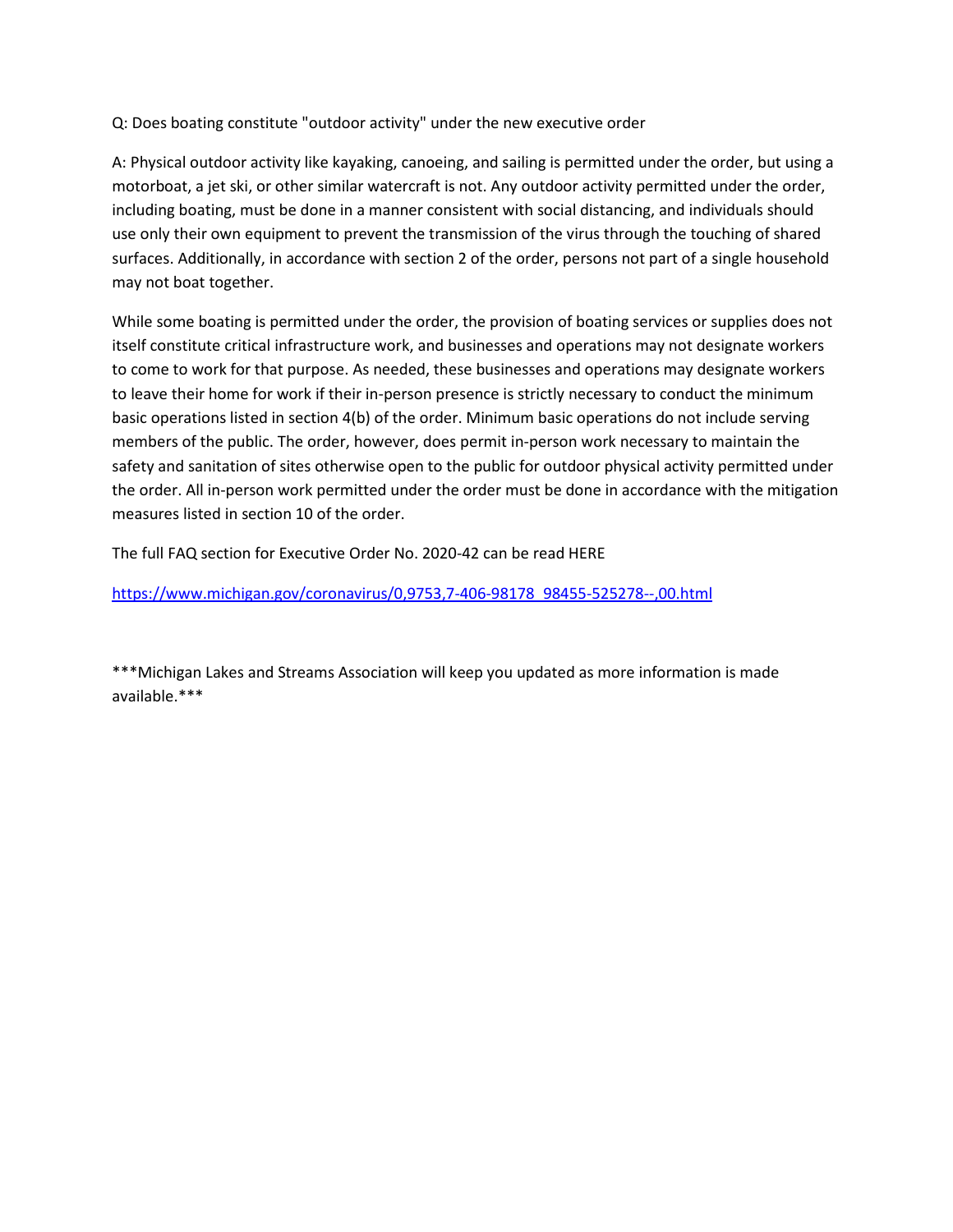Q: Does boating constitute "outdoor activity" under the new executive order

A: Physical outdoor activity like kayaking, canoeing, and sailing is permitted under the order, but using a motorboat, a jet ski, or other similar watercraft is not. Any outdoor activity permitted under the order, including boating, must be done in a manner consistent with social distancing, and individuals should use only their own equipment to prevent the transmission of the virus through the touching of shared surfaces. Additionally, in accordance with section 2 of the order, persons not part of a single household may not boat together.

While some boating is permitted under the order, the provision of boating services or supplies does not itself constitute critical infrastructure work, and businesses and operations may not designate workers to come to work for that purpose. As needed, these businesses and operations may designate workers to leave their home for work if their in-person presence is strictly necessary to conduct the minimum basic operations listed in section 4(b) of the order. Minimum basic operations do not include serving members of the public. The order, however, does permit in-person work necessary to maintain the safety and sanitation of sites otherwise open to the public for outdoor physical activity permitted under the order. All in-person work permitted under the order must be done in accordance with the mitigation measures listed in section 10 of the order.

The full FAQ section for Executive Order No. 2020-42 can be read HERE

https://www.michigan.gov/coronavirus/0,9753,7-406-98178_98455-525278--,00.html

***Michigan Lakes and Streams Association will keep you updated as more information is made available.***